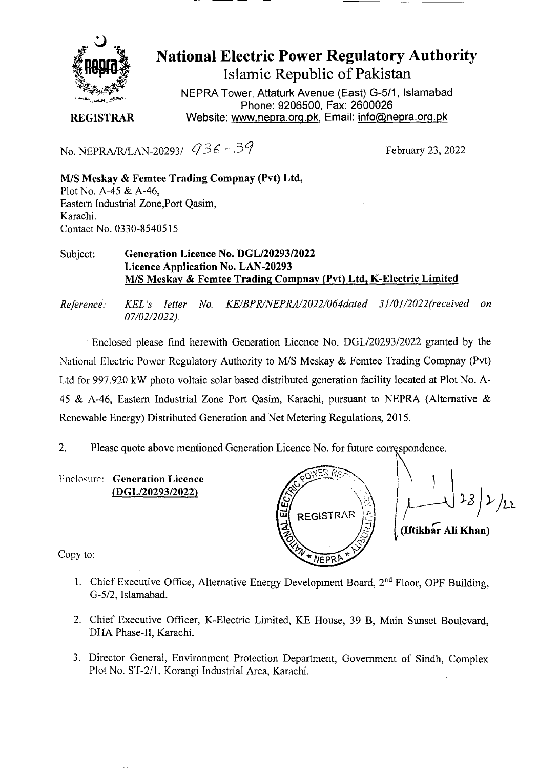# National Electric Power Regulatory Authority

## Islamic Republic of Pakistan

NEPRA Tower, Attaturk Avenue (East) G-5/1, Islamabad
Phone: 9206500, Fax: 2600026
Website: www.nepra.org.pk, Email: info@nepra.org.pk

**REGISTRAR**

No. NEPRA/R/LAN-20293/ 936 - 39

February 23, 2022

**M/S Meskay & Femtee Trading Compnay (Pvt) Ltd,**
Plot No. A-45 & A-46,
Eastern Industrial Zone,Port Qasim,
Karachi.
Contact No. 0330-8540515

Subject: **Generation Licence No. DGL/20293/2022**
**Licence Application No. LAN-20293**
**M/S Meskay & Femtee Trading Compnay (Pvt) Ltd, K-Electric Limited**

*Reference: KEL's letter No. KE/BPR/NEPRA/2022/064dated 31/01/2022(received on 07/02/2022).*

Enclosed please find herewith Generation Licence No. DGL/20293/2022 granted by the National Electric Power Regulatory Authority to M/S Meskay & Femtee Trading Compnay (Pvt) Ltd for 997.920 kW photo voltaic solar based distributed generation facility located at Plot No. A-45 & A-46, Eastern Industrial Zone Port Qasim, Karachi, pursuant to NEPRA (Alternative & Renewable Energy) Distributed Generation and Net Metering Regulations, 2015.

2. Please quote above mentioned Generation Licence No. for future correspondence.

Enclosure: **Generation Licence (DGL/20293/2022)**

23/2/22
**(Iftikhar Ali Khan)**

Copy to:

1. Chief Executive Office, Alternative Energy Development Board, 2nd Floor, OPF Building, G-5/2, Islamabad.
2. Chief Executive Officer, K-Electric Limited, KE House, 39 B, Main Sunset Boulevard, DHA Phase-II, Karachi.
3. Director General, Environment Protection Department, Government of Sindh, Complex Plot No. ST-2/1, Korangi Industrial Area, Karachi.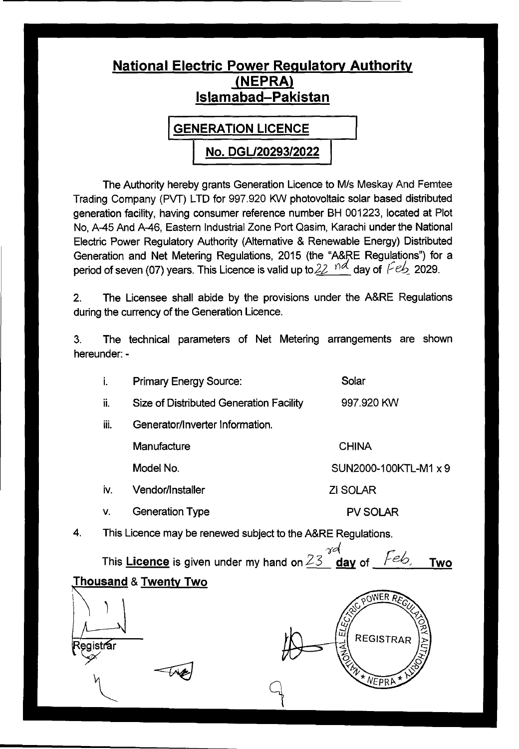# National Electric Power Regulatory Authority (NEPRA) Islamabad–Pakistan

## GENERATION LICENCE

## No. DGL/20293/2022

The Authority hereby grants Generation Licence to M/s Meskay And Femtee Trading Company (PVT) LTD for 997.920 KW photovoltaic solar based distributed generation facility, having consumer reference number BH 001223, located at Plot No, A-45 And A-46, Eastern Industrial Zone Port Qasim, Karachi under the National Electric Power Regulatory Authority (Alternative & Renewable Energy) Distributed Generation and Net Metering Regulations, 2015 (the "A&RE Regulations") for a period of seven (07) years. This Licence is valid up to 22nd day of Feb 2029.

2. The Licensee shall abide by the provisions under the A&RE Regulations during the currency of the Generation Licence.

3. The technical parameters of Net Metering arrangements are shown hereunder: -

| | | |
|---|---|---|
| i. | Primary Energy Source: | Solar |
| ii. | Size of Distributed Generation Facility | 997.920 KW |
| iii. | Generator/Inverter Information. | |
| | Manufacture | CHINA |
| | Model No. | SUN2000-100KTL-M1 x 9 |
| iv. | Vendor/Installer | ZI SOLAR |
| v. | Generation Type | PV SOLAR |

4. This Licence may be renewed subject to the A&RE Regulations.

This **Licence** is given under my hand on 23rd **day** of Feb, **Two Thousand** & **Twenty Two**

Registrar

REGISTRAR
NATIONAL ELECTRIC POWER REGULATORY AUTHORITY
NEPRA